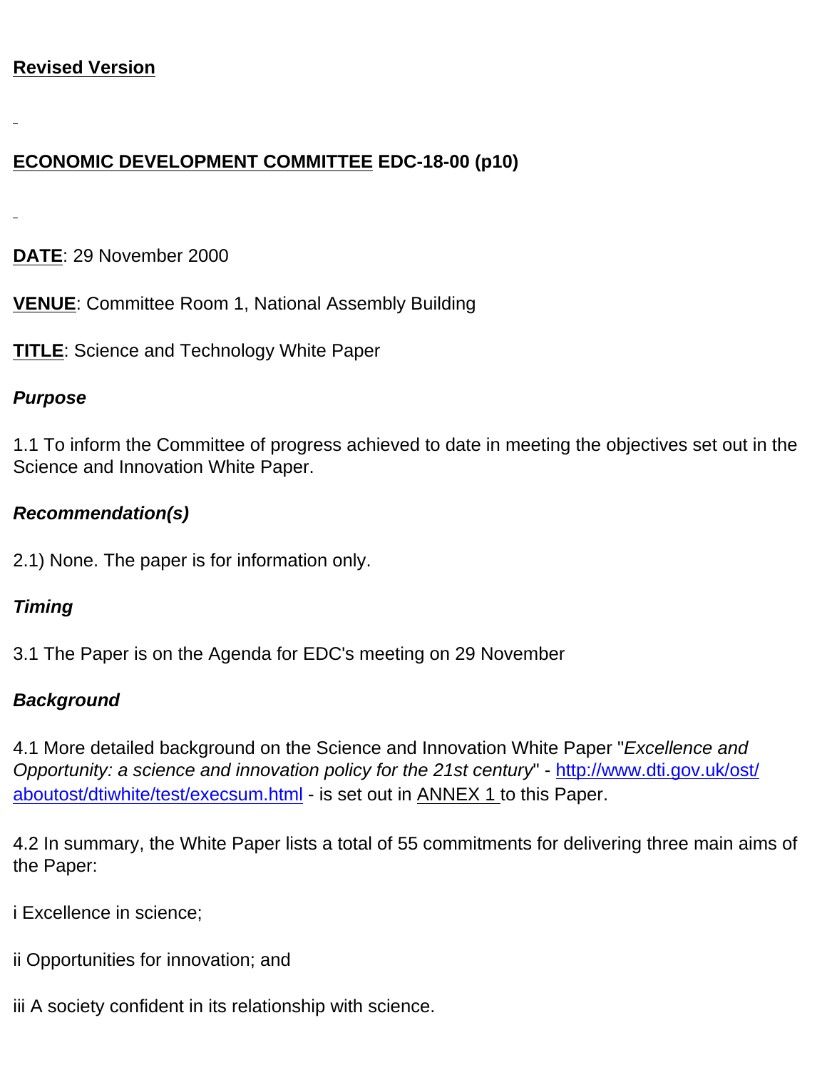**Revised Version**

**ECONOMIC DEVELOPMENT COMMITTEE** **EDC-18-00 (p10)**

**DATE**: 29 November 2000

**VENUE**: Committee Room 1, National Assembly Building

**TITLE**: Science and Technology White Paper

***Purpose***

1.1 To inform the Committee of progress achieved to date in meeting the objectives set out in the Science and Innovation White Paper.

***Recommendation(s)***

2.1) None. The paper is for information only.

***Timing***

3.1 The Paper is on the Agenda for EDC's meeting on 29 November

***Background***

4.1 More detailed background on the Science and Innovation White Paper "*Excellence and Opportunity: a science and innovation policy for the 21st century*" - http://www.dti.gov.uk/ost/aboutost/dtiwhite/test/execsum.html - is set out in ANNEX 1 to this Paper.

4.2 In summary, the White Paper lists a total of 55 commitments for delivering three main aims of the Paper:

i Excellence in science;

ii Opportunities for innovation; and

iii A society confident in its relationship with science.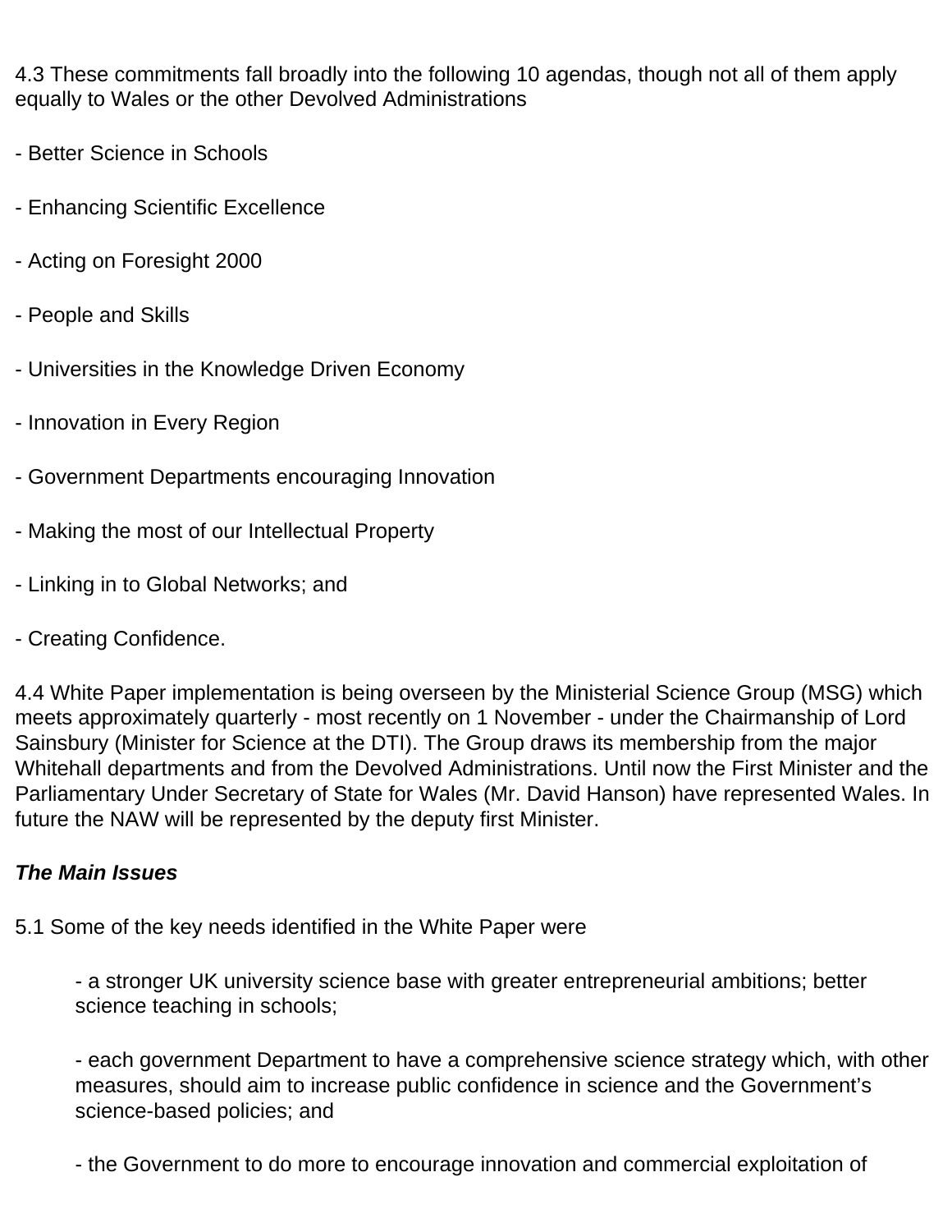4.3 These commitments fall broadly into the following 10 agendas, though not all of them apply equally to Wales or the other Devolved Administrations

- Better Science in Schools

- Enhancing Scientific Excellence

- Acting on Foresight 2000

- People and Skills

- Universities in the Knowledge Driven Economy

- Innovation in Every Region

- Government Departments encouraging Innovation

- Making the most of our Intellectual Property

- Linking in to Global Networks; and

- Creating Confidence.

4.4 White Paper implementation is being overseen by the Ministerial Science Group (MSG) which meets approximately quarterly - most recently on 1 November - under the Chairmanship of Lord Sainsbury (Minister for Science at the DTI). The Group draws its membership from the major Whitehall departments and from the Devolved Administrations. Until now the First Minister and the Parliamentary Under Secretary of State for Wales (Mr. David Hanson) have represented Wales. In future the NAW will be represented by the deputy first Minister.

***The Main Issues***

5.1 Some of the key needs identified in the White Paper were

> - a stronger UK university science base with greater entrepreneurial ambitions; better science teaching in schools;
>
> - each government Department to have a comprehensive science strategy which, with other measures, should aim to increase public confidence in science and the Government's science-based policies; and
>
> - the Government to do more to encourage innovation and commercial exploitation of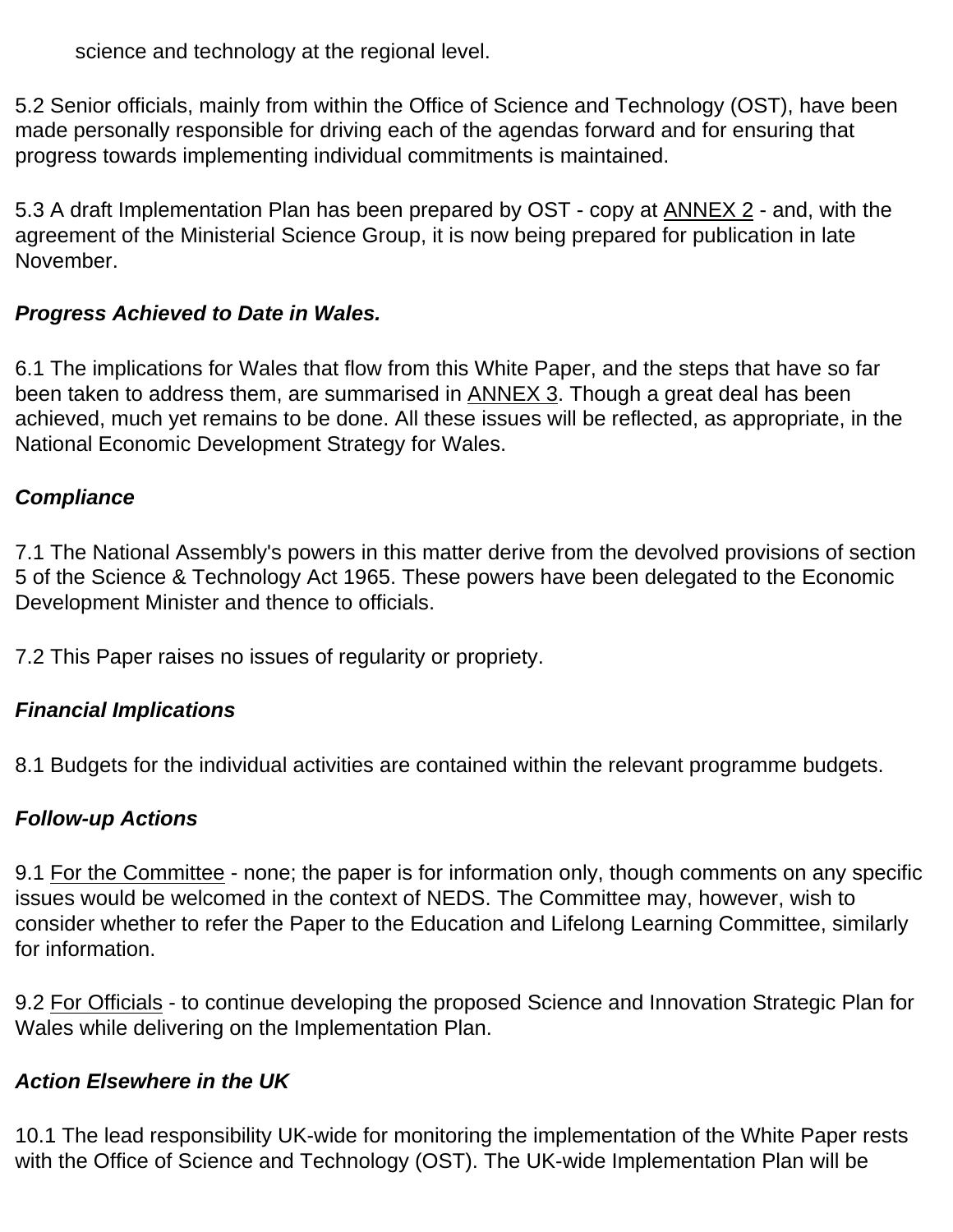science and technology at the regional level.

5.2 Senior officials, mainly from within the Office of Science and Technology (OST), have been made personally responsible for driving each of the agendas forward and for ensuring that progress towards implementing individual commitments is maintained.

5.3 A draft Implementation Plan has been prepared by OST - copy at ANNEX 2 - and, with the agreement of the Ministerial Science Group, it is now being prepared for publication in late November.

***Progress Achieved to Date in Wales.***

6.1 The implications for Wales that flow from this White Paper, and the steps that have so far been taken to address them, are summarised in ANNEX 3. Though a great deal has been achieved, much yet remains to be done. All these issues will be reflected, as appropriate, in the National Economic Development Strategy for Wales.

***Compliance***

7.1 The National Assembly's powers in this matter derive from the devolved provisions of section 5 of the Science & Technology Act 1965. These powers have been delegated to the Economic Development Minister and thence to officials.

7.2 This Paper raises no issues of regularity or propriety.

***Financial Implications***

8.1 Budgets for the individual activities are contained within the relevant programme budgets.

***Follow-up Actions***

9.1 For the Committee - none; the paper is for information only, though comments on any specific issues would be welcomed in the context of NEDS. The Committee may, however, wish to consider whether to refer the Paper to the Education and Lifelong Learning Committee, similarly for information.

9.2 For Officials - to continue developing the proposed Science and Innovation Strategic Plan for Wales while delivering on the Implementation Plan.

***Action Elsewhere in the UK***

10.1 The lead responsibility UK-wide for monitoring the implementation of the White Paper rests with the Office of Science and Technology (OST). The UK-wide Implementation Plan will be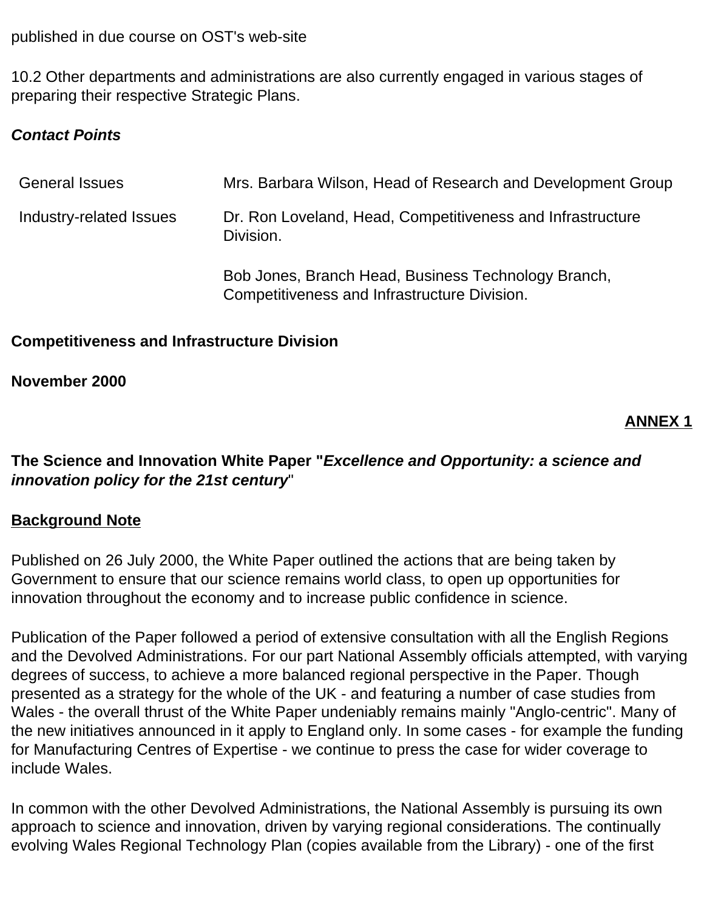published in due course on OST's web-site

10.2 Other departments and administrations are also currently engaged in various stages of preparing their respective Strategic Plans.

***Contact Points***

| | |
|---|---|
| General Issues | Mrs. Barbara Wilson, Head of Research and Development Group |
| Industry-related Issues | Dr. Ron Loveland, Head, Competitiveness and Infrastructure Division. |
| | Bob Jones, Branch Head, Business Technology Branch, Competitiveness and Infrastructure Division. |

**Competitiveness and Infrastructure Division**

**November 2000**

**ANNEX 1**

**The Science and Innovation White Paper "*Excellence and Opportunity: a science and innovation policy for the 21st century*"**

**Background Note**

Published on 26 July 2000, the White Paper outlined the actions that are being taken by Government to ensure that our science remains world class, to open up opportunities for innovation throughout the economy and to increase public confidence in science.

Publication of the Paper followed a period of extensive consultation with all the English Regions and the Devolved Administrations. For our part National Assembly officials attempted, with varying degrees of success, to achieve a more balanced regional perspective in the Paper. Though presented as a strategy for the whole of the UK - and featuring a number of case studies from Wales - the overall thrust of the White Paper undeniably remains mainly "Anglo-centric". Many of the new initiatives announced in it apply to England only. In some cases - for example the funding for Manufacturing Centres of Expertise - we continue to press the case for wider coverage to include Wales.

In common with the other Devolved Administrations, the National Assembly is pursuing its own approach to science and innovation, driven by varying regional considerations. The continually evolving Wales Regional Technology Plan (copies available from the Library) - one of the first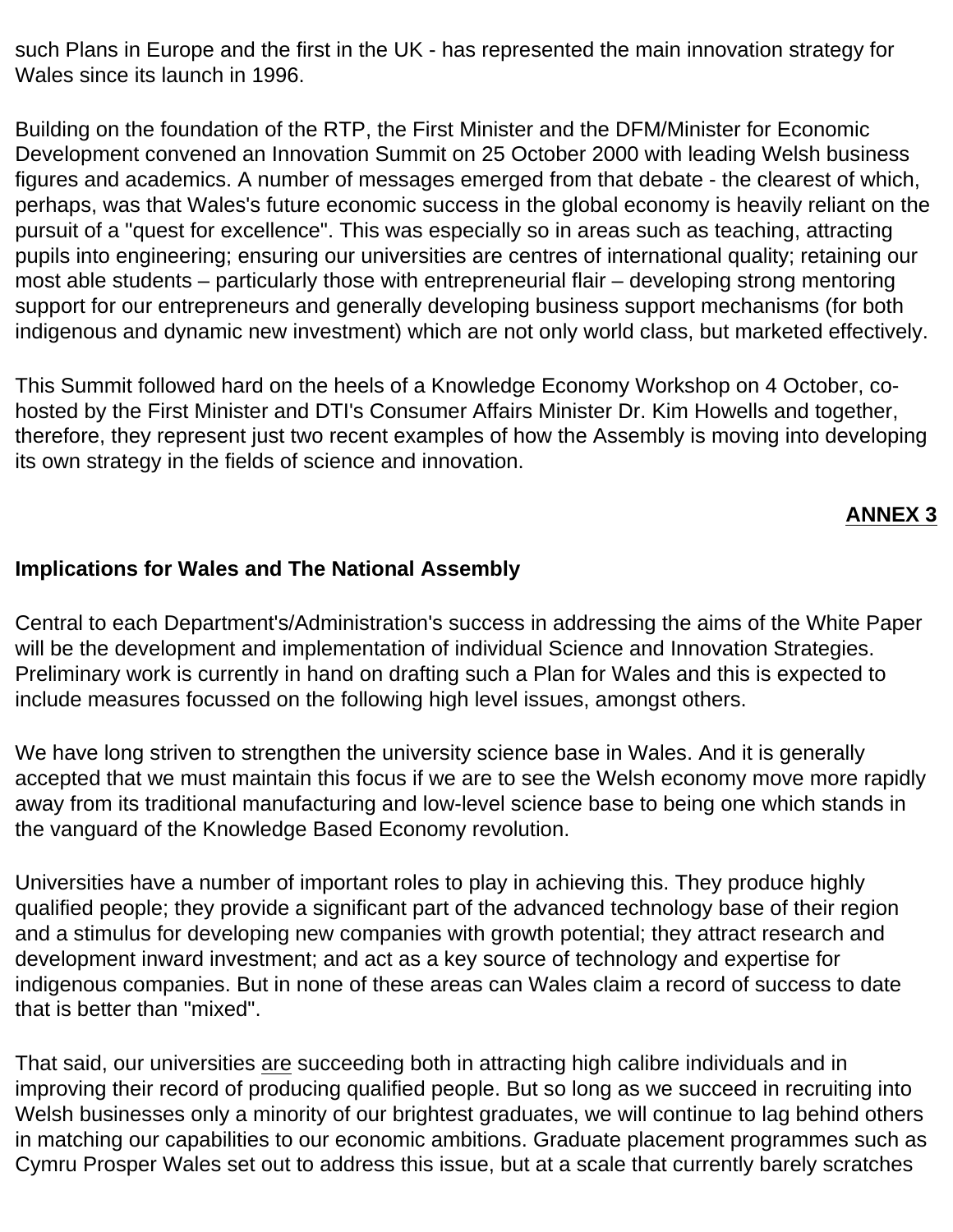such Plans in Europe and the first in the UK - has represented the main innovation strategy for Wales since its launch in 1996.

Building on the foundation of the RTP, the First Minister and the DFM/Minister for Economic Development convened an Innovation Summit on 25 October 2000 with leading Welsh business figures and academics. A number of messages emerged from that debate - the clearest of which, perhaps, was that Wales's future economic success in the global economy is heavily reliant on the pursuit of a "quest for excellence". This was especially so in areas such as teaching, attracting pupils into engineering; ensuring our universities are centres of international quality; retaining our most able students – particularly those with entrepreneurial flair – developing strong mentoring support for our entrepreneurs and generally developing business support mechanisms (for both indigenous and dynamic new investment) which are not only world class, but marketed effectively.

This Summit followed hard on the heels of a Knowledge Economy Workshop on 4 October, co-hosted by the First Minister and DTI's Consumer Affairs Minister Dr. Kim Howells and together, therefore, they represent just two recent examples of how the Assembly is moving into developing its own strategy in the fields of science and innovation.

**ANNEX 3**

**Implications for Wales and The National Assembly**

Central to each Department's/Administration's success in addressing the aims of the White Paper will be the development and implementation of individual Science and Innovation Strategies. Preliminary work is currently in hand on drafting such a Plan for Wales and this is expected to include measures focussed on the following high level issues, amongst others.

We have long striven to strengthen the university science base in Wales. And it is generally accepted that we must maintain this focus if we are to see the Welsh economy move more rapidly away from its traditional manufacturing and low-level science base to being one which stands in the vanguard of the Knowledge Based Economy revolution.

Universities have a number of important roles to play in achieving this. They produce highly qualified people; they provide a significant part of the advanced technology base of their region and a stimulus for developing new companies with growth potential; they attract research and development inward investment; and act as a key source of technology and expertise for indigenous companies. But in none of these areas can Wales claim a record of success to date that is better than "mixed".

That said, our universities <u>are</u> succeeding both in attracting high calibre individuals and in improving their record of producing qualified people. But so long as we succeed in recruiting into Welsh businesses only a minority of our brightest graduates, we will continue to lag behind others in matching our capabilities to our economic ambitions. Graduate placement programmes such as Cymru Prosper Wales set out to address this issue, but at a scale that currently barely scratches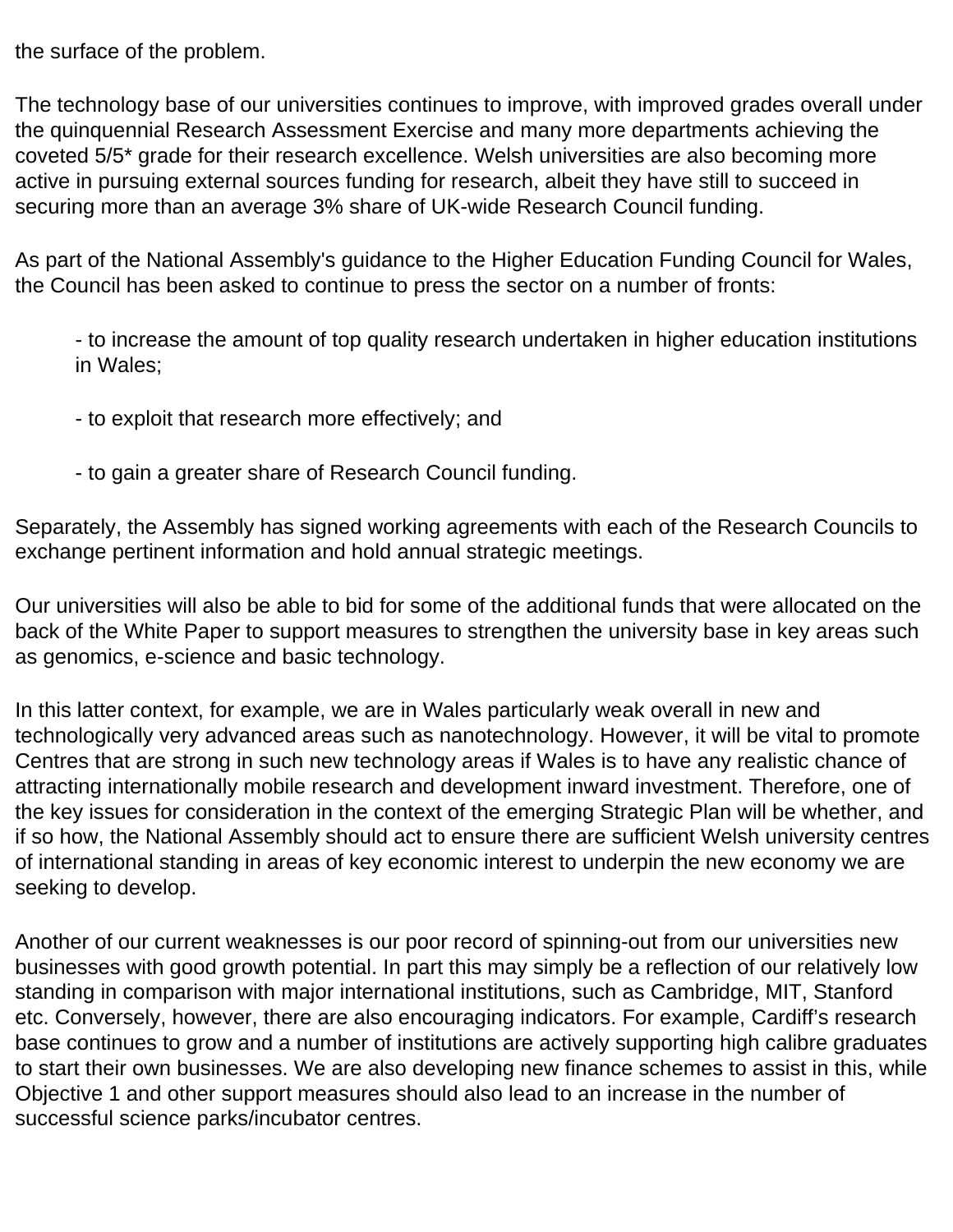the surface of the problem.

The technology base of our universities continues to improve, with improved grades overall under the quinquennial Research Assessment Exercise and many more departments achieving the coveted 5/5* grade for their research excellence. Welsh universities are also becoming more active in pursuing external sources funding for research, albeit they have still to succeed in securing more than an average 3% share of UK-wide Research Council funding.

As part of the National Assembly's guidance to the Higher Education Funding Council for Wales, the Council has been asked to continue to press the sector on a number of fronts:

- to increase the amount of top quality research undertaken in higher education institutions in Wales;

- to exploit that research more effectively; and

- to gain a greater share of Research Council funding.

Separately, the Assembly has signed working agreements with each of the Research Councils to exchange pertinent information and hold annual strategic meetings.

Our universities will also be able to bid for some of the additional funds that were allocated on the back of the White Paper to support measures to strengthen the university base in key areas such as genomics, e-science and basic technology.

In this latter context, for example, we are in Wales particularly weak overall in new and technologically very advanced areas such as nanotechnology. However, it will be vital to promote Centres that are strong in such new technology areas if Wales is to have any realistic chance of attracting internationally mobile research and development inward investment. Therefore, one of the key issues for consideration in the context of the emerging Strategic Plan will be whether, and if so how, the National Assembly should act to ensure there are sufficient Welsh university centres of international standing in areas of key economic interest to underpin the new economy we are seeking to develop.

Another of our current weaknesses is our poor record of spinning-out from our universities new businesses with good growth potential. In part this may simply be a reflection of our relatively low standing in comparison with major international institutions, such as Cambridge, MIT, Stanford etc. Conversely, however, there are also encouraging indicators. For example, Cardiff's research base continues to grow and a number of institutions are actively supporting high calibre graduates to start their own businesses. We are also developing new finance schemes to assist in this, while Objective 1 and other support measures should also lead to an increase in the number of successful science parks/incubator centres.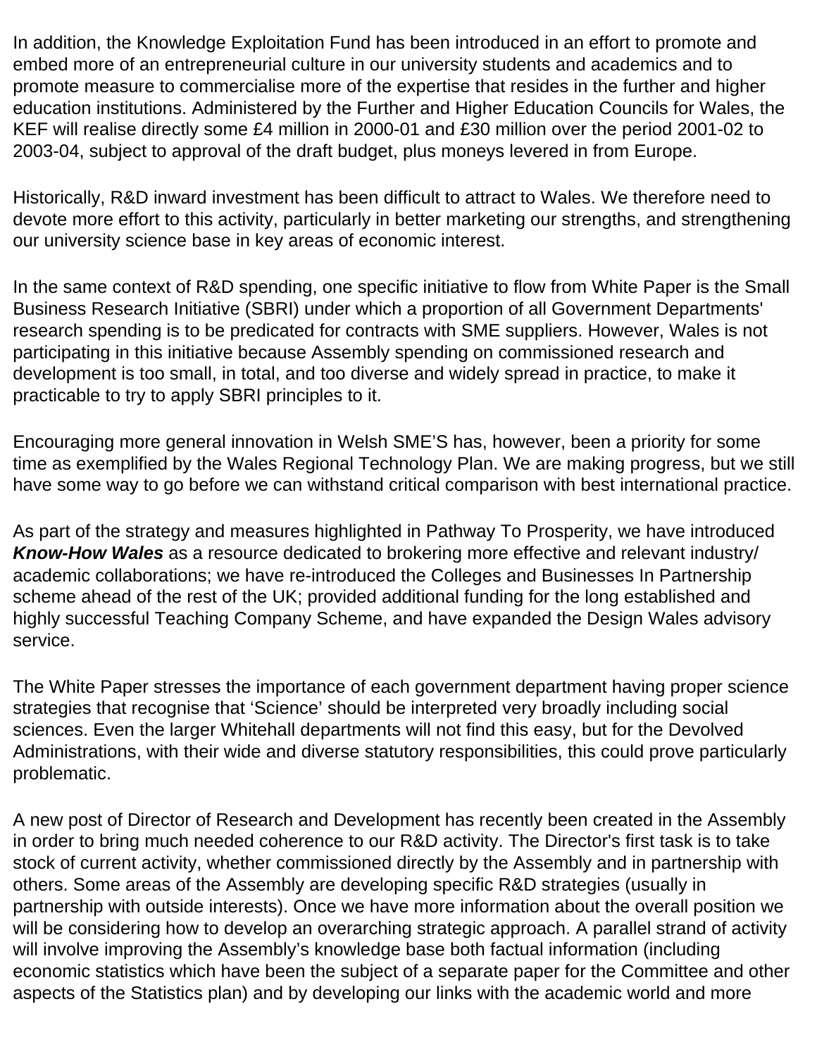In addition, the Knowledge Exploitation Fund has been introduced in an effort to promote and embed more of an entrepreneurial culture in our university students and academics and to promote measure to commercialise more of the expertise that resides in the further and higher education institutions. Administered by the Further and Higher Education Councils for Wales, the KEF will realise directly some £4 million in 2000-01 and £30 million over the period 2001-02 to 2003-04, subject to approval of the draft budget, plus moneys levered in from Europe.

Historically, R&D inward investment has been difficult to attract to Wales. We therefore need to devote more effort to this activity, particularly in better marketing our strengths, and strengthening our university science base in key areas of economic interest.

In the same context of R&D spending, one specific initiative to flow from White Paper is the Small Business Research Initiative (SBRI) under which a proportion of all Government Departments' research spending is to be predicated for contracts with SME suppliers. However, Wales is not participating in this initiative because Assembly spending on commissioned research and development is too small, in total, and too diverse and widely spread in practice, to make it practicable to try to apply SBRI principles to it.

Encouraging more general innovation in Welsh SME'S has, however, been a priority for some time as exemplified by the Wales Regional Technology Plan. We are making progress, but we still have some way to go before we can withstand critical comparison with best international practice.

As part of the strategy and measures highlighted in Pathway To Prosperity, we have introduced ***Know-How Wales*** as a resource dedicated to brokering more effective and relevant industry/ academic collaborations; we have re-introduced the Colleges and Businesses In Partnership scheme ahead of the rest of the UK; provided additional funding for the long established and highly successful Teaching Company Scheme, and have expanded the Design Wales advisory service.

The White Paper stresses the importance of each government department having proper science strategies that recognise that 'Science' should be interpreted very broadly including social sciences. Even the larger Whitehall departments will not find this easy, but for the Devolved Administrations, with their wide and diverse statutory responsibilities, this could prove particularly problematic.

A new post of Director of Research and Development has recently been created in the Assembly in order to bring much needed coherence to our R&D activity. The Director's first task is to take stock of current activity, whether commissioned directly by the Assembly and in partnership with others. Some areas of the Assembly are developing specific R&D strategies (usually in partnership with outside interests). Once we have more information about the overall position we will be considering how to develop an overarching strategic approach. A parallel strand of activity will involve improving the Assembly's knowledge base both factual information (including economic statistics which have been the subject of a separate paper for the Committee and other aspects of the Statistics plan) and by developing our links with the academic world and more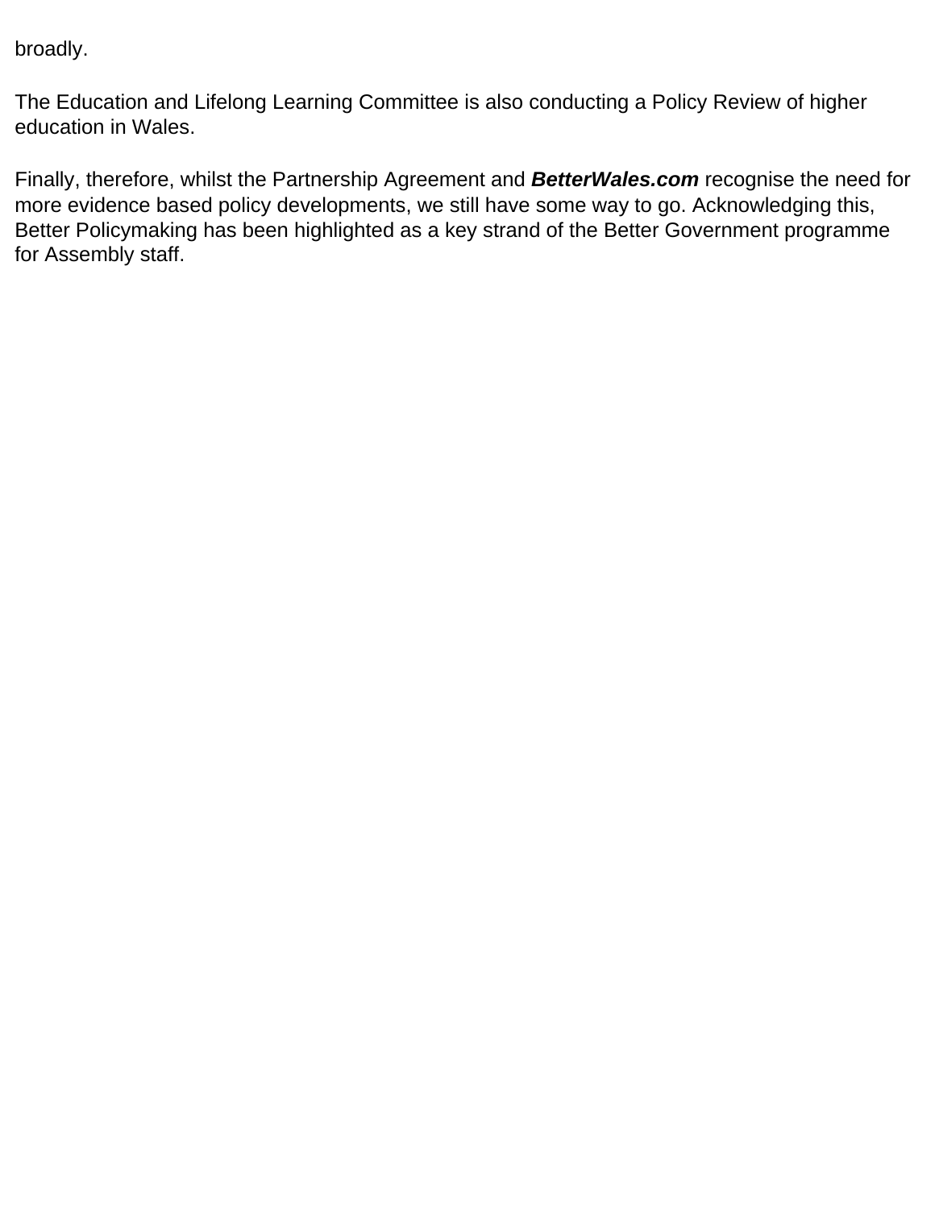broadly.

The Education and Lifelong Learning Committee is also conducting a Policy Review of higher education in Wales.

Finally, therefore, whilst the Partnership Agreement and ***BetterWales.com*** recognise the need for more evidence based policy developments, we still have some way to go. Acknowledging this, Better Policymaking has been highlighted as a key strand of the Better Government programme for Assembly staff.